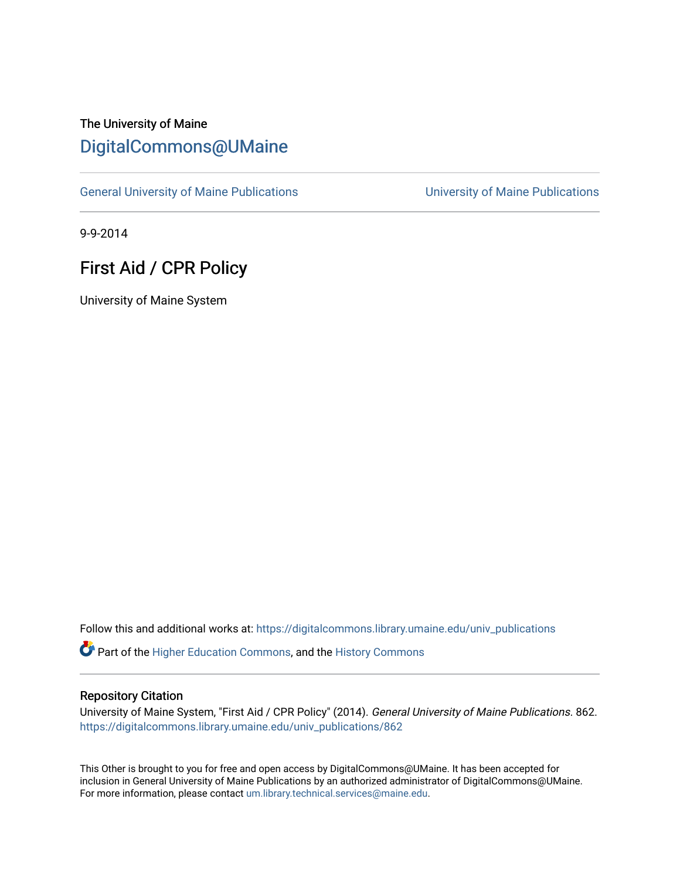The University of Maine

# DigitalCommons@UMaine

General University of Maine Publications | University of Maine Publications

9-9-2014

# First Aid / CPR Policy

University of Maine System

Follow this and additional works at: https://digitalcommons.library.umaine.edu/univ_publications

Part of the Higher Education Commons, and the History Commons

## Repository Citation

University of Maine System, "First Aid / CPR Policy" (2014). *General University of Maine Publications*. 862.
https://digitalcommons.library.umaine.edu/univ_publications/862

This Other is brought to you for free and open access by DigitalCommons@UMaine. It has been accepted for inclusion in General University of Maine Publications by an authorized administrator of DigitalCommons@UMaine. For more information, please contact um.library.technical.services@maine.edu.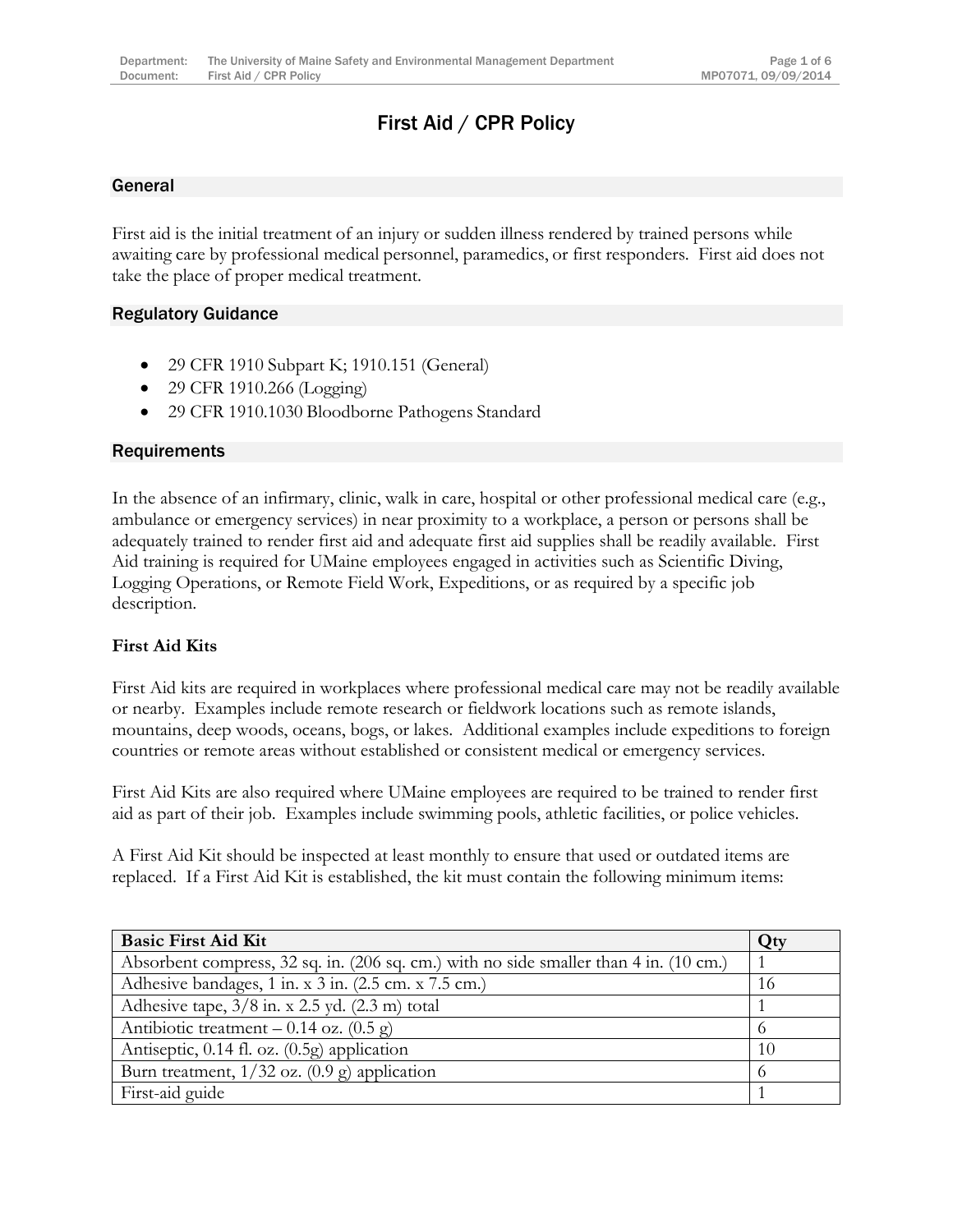# First Aid / CPR Policy

## General

First aid is the initial treatment of an injury or sudden illness rendered by trained persons while awaiting care by professional medical personnel, paramedics, or first responders. First aid does not take the place of proper medical treatment.

## Regulatory Guidance

- 29 CFR 1910 Subpart K; 1910.151 (General)
- 29 CFR 1910.266 (Logging)
- 29 CFR 1910.1030 Bloodborne Pathogens Standard

## Requirements

In the absence of an infirmary, clinic, walk in care, hospital or other professional medical care (e.g., ambulance or emergency services) in near proximity to a workplace, a person or persons shall be adequately trained to render first aid and adequate first aid supplies shall be readily available. First Aid training is required for UMaine employees engaged in activities such as Scientific Diving, Logging Operations, or Remote Field Work, Expeditions, or as required by a specific job description.

### First Aid Kits

First Aid kits are required in workplaces where professional medical care may not be readily available or nearby. Examples include remote research or fieldwork locations such as remote islands, mountains, deep woods, oceans, bogs, or lakes. Additional examples include expeditions to foreign countries or remote areas without established or consistent medical or emergency services.

First Aid Kits are also required where UMaine employees are required to be trained to render first aid as part of their job. Examples include swimming pools, athletic facilities, or police vehicles.

A First Aid Kit should be inspected at least monthly to ensure that used or outdated items are replaced. If a First Aid Kit is established, the kit must contain the following minimum items:

| Basic First Aid Kit | Qty |
| --- | --- |
| Absorbent compress, 32 sq. in. (206 sq. cm.) with no side smaller than 4 in. (10 cm.) | 1 |
| Adhesive bandages, 1 in. x 3 in. (2.5 cm. x 7.5 cm.) | 16 |
| Adhesive tape, 3/8 in. x 2.5 yd. (2.3 m) total | 1 |
| Antibiotic treatment – 0.14 oz. (0.5 g) | 6 |
| Antiseptic, 0.14 fl. oz. (0.5g) application | 10 |
| Burn treatment, 1/32 oz. (0.9 g) application | 6 |
| First-aid guide | 1 |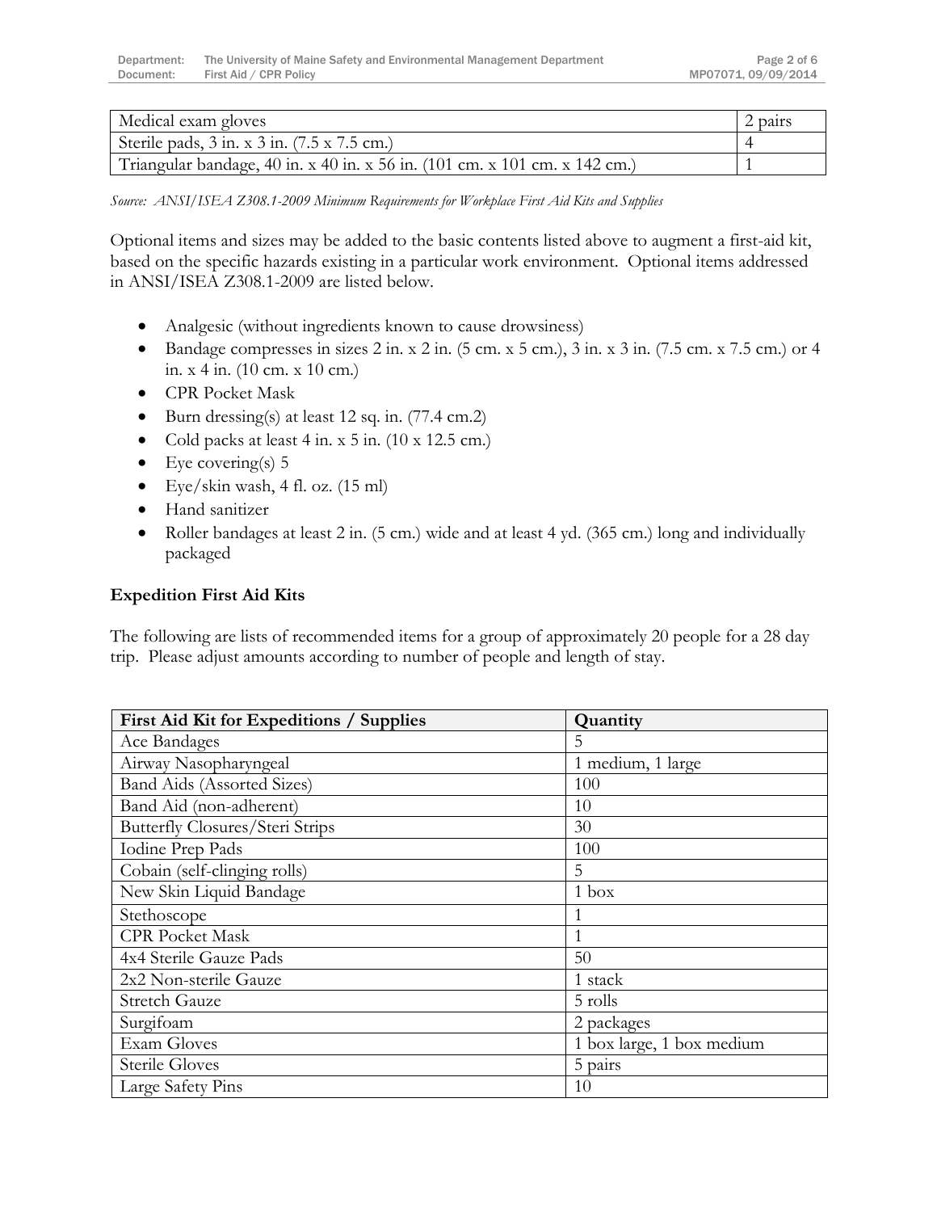| Medical exam gloves | 2 pairs |
| --- | --- |
| Sterile pads, 3 in. x 3 in. (7.5 x 7.5 cm.) | 4 |
| Triangular bandage, 40 in. x 40 in. x 56 in. (101 cm. x 101 cm. x 142 cm.) | 1 |

*Source: ANSI/ISEA Z308.1-2009 Minimum Requirements for Workplace First Aid Kits and Supplies*

Optional items and sizes may be added to the basic contents listed above to augment a first-aid kit, based on the specific hazards existing in a particular work environment. Optional items addressed in ANSI/ISEA Z308.1-2009 are listed below.

- Analgesic (without ingredients known to cause drowsiness)
- Bandage compresses in sizes 2 in. x 2 in. (5 cm. x 5 cm.), 3 in. x 3 in. (7.5 cm. x 7.5 cm.) or 4 in. x 4 in. (10 cm. x 10 cm.)
- CPR Pocket Mask
- Burn dressing(s) at least 12 sq. in. (77.4 cm.2)
- Cold packs at least 4 in. x 5 in. (10 x 12.5 cm.)
- Eye covering(s) 5
- Eye/skin wash, 4 fl. oz. (15 ml)
- Hand sanitizer
- Roller bandages at least 2 in. (5 cm.) wide and at least 4 yd. (365 cm.) long and individually packaged

**Expedition First Aid Kits**

The following are lists of recommended items for a group of approximately 20 people for a 28 day trip. Please adjust amounts according to number of people and length of stay.

| First Aid Kit for Expeditions / Supplies | Quantity |
| --- | --- |
| Ace Bandages | 5 |
| Airway Nasopharyngeal | 1 medium, 1 large |
| Band Aids (Assorted Sizes) | 100 |
| Band Aid (non-adherent) | 10 |
| Butterfly Closures/Steri Strips | 30 |
| Iodine Prep Pads | 100 |
| Cobain (self-clinging rolls) | 5 |
| New Skin Liquid Bandage | 1 box |
| Stethoscope | 1 |
| CPR Pocket Mask | 1 |
| 4x4 Sterile Gauze Pads | 50 |
| 2x2 Non-sterile Gauze | 1 stack |
| Stretch Gauze | 5 rolls |
| Surgifoam | 2 packages |
| Exam Gloves | 1 box large, 1 box medium |
| Sterile Gloves | 5 pairs |
| Large Safety Pins | 10 |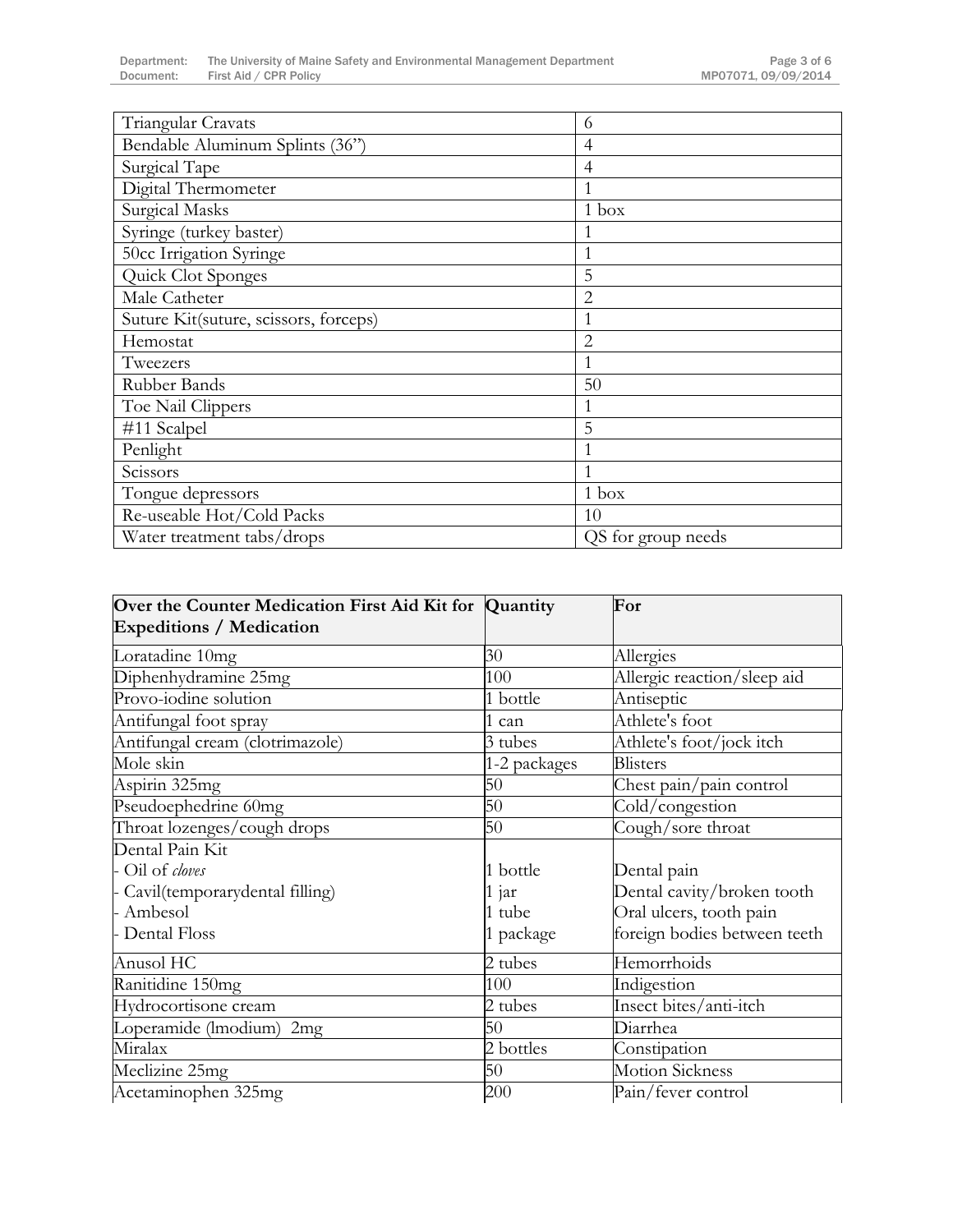| | |
|---|---|
| Triangular Cravats | 6 |
| Bendable Aluminum Splints (36”) | 4 |
| Surgical Tape | 4 |
| Digital Thermometer | 1 |
| Surgical Masks | 1 box |
| Syringe (turkey baster) | 1 |
| 50cc Irrigation Syringe | 1 |
| Quick Clot Sponges | 5 |
| Male Catheter | 2 |
| Suture Kit(suture, scissors, forceps) | 1 |
| Hemostat | 2 |
| Tweezers | 1 |
| Rubber Bands | 50 |
| Toe Nail Clippers | 1 |
| #11 Scalpel | 5 |
| Penlight | 1 |
| Scissors | 1 |
| Tongue depressors | 1 box |
| Re-useable Hot/Cold Packs | 10 |
| Water treatment tabs/drops | QS for group needs |

| **Over the Counter Medication First Aid Kit for Expeditions / Medication** | **Quantity** | **For** |
|---|---|---|
| Loratadine 10mg | 30 | Allergies |
| Diphenhydramine 25mg | 100 | Allergic reaction/sleep aid |
| Provo-iodine solution | 1 bottle | Antiseptic |
| Antifungal foot spray | 1 can | Athlete's foot |
| Antifungal cream (clotrimazole) | 3 tubes | Athlete's foot/jock itch |
| Mole skin | 1-2 packages | Blisters |
| Aspirin 325mg | 50 | Chest pain/pain control |
| Pseudoephedrine 60mg | 50 | Cold/congestion |
| Throat lozenges/cough drops | 50 | Cough/sore throat |
| Dental Pain Kit<br>- Oil of *cloves*<br>- Cavil(temporarydental filling)<br>- Ambesol<br>- Dental Floss | <br>1 bottle<br>1 jar<br>1 tube<br>1 package | <br>Dental pain<br>Dental cavity/broken tooth<br>Oral ulcers, tooth pain<br>foreign bodies between teeth |
| Anusol HC | 2 tubes | Hemorrhoids |
| Ranitidine 150mg | 100 | Indigestion |
| Hydrocortisone cream | 2 tubes | Insect bites/anti-itch |
| Loperamide (lmodium) 2mg | 50 | Diarrhea |
| Miralax | 2 bottles | Constipation |
| Meclizine 25mg | 50 | Motion Sickness |
| Acetaminophen 325mg | 200 | Pain/fever control |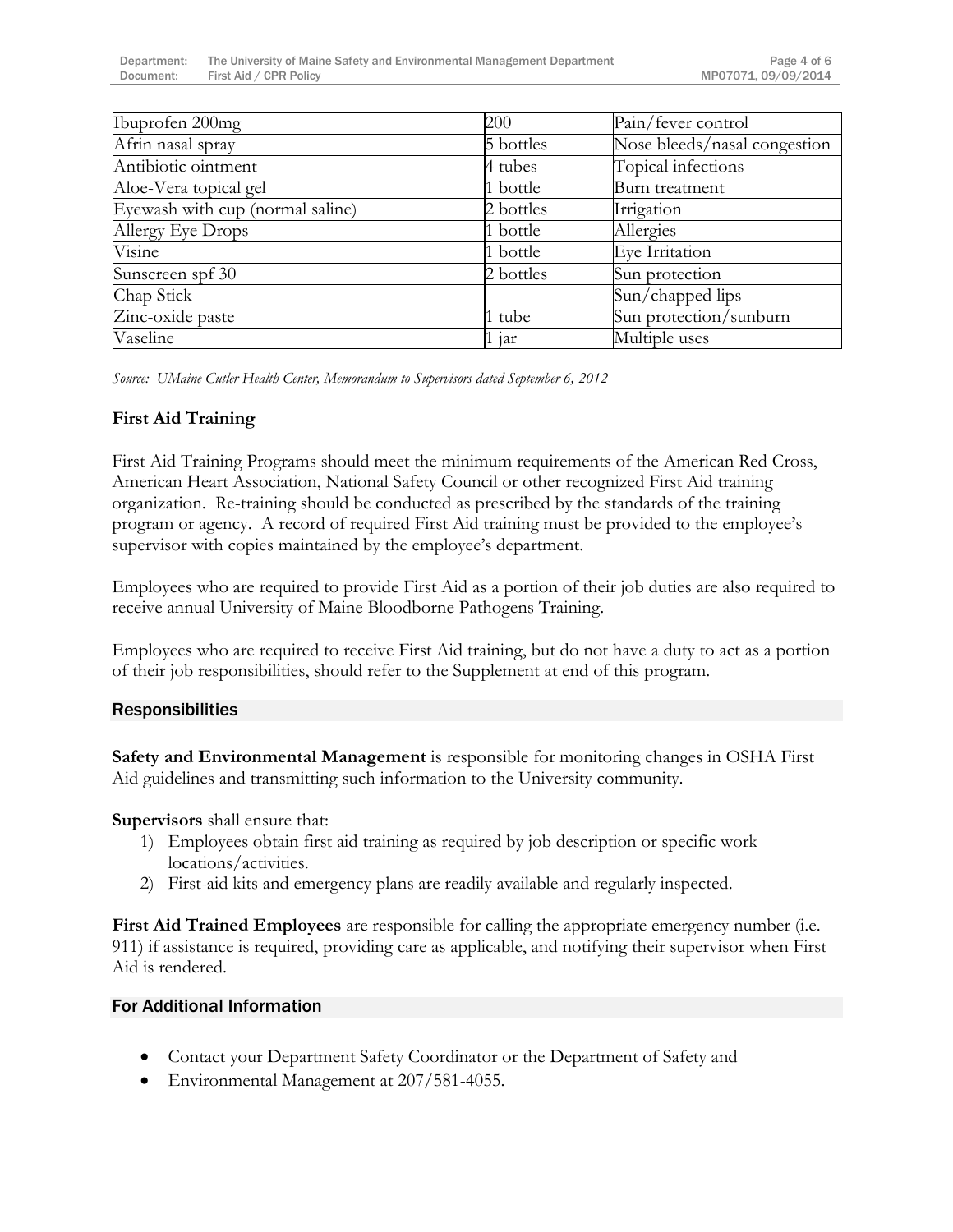| | | |
|---|---|---|
| Ibuprofen 200mg | 200 | Pain/fever control |
| Afrin nasal spray | 5 bottles | Nose bleeds/nasal congestion |
| Antibiotic ointment | 4 tubes | Topical infections |
| Aloe-Vera topical gel | 1 bottle | Burn treatment |
| Eyewash with cup (normal saline) | 2 bottles | Irrigation |
| Allergy Eye Drops | 1 bottle | Allergies |
| Visine | 1 bottle | Eye Irritation |
| Sunscreen spf 30 | 2 bottles | Sun protection |
| Chap Stick | | Sun/chapped lips |
| Zinc-oxide paste | 1 tube | Sun protection/sunburn |
| Vaseline | 1 jar | Multiple uses |

*Source: UMaine Cutler Health Center, Memorandum to Supervisors dated September 6, 2012*

**First Aid Training**

First Aid Training Programs should meet the minimum requirements of the American Red Cross, American Heart Association, National Safety Council or other recognized First Aid training organization. Re-training should be conducted as prescribed by the standards of the training program or agency. A record of required First Aid training must be provided to the employee's supervisor with copies maintained by the employee's department.

Employees who are required to provide First Aid as a portion of their job duties are also required to receive annual University of Maine Bloodborne Pathogens Training.

Employees who are required to receive First Aid training, but do not have a duty to act as a portion of their job responsibilities, should refer to the Supplement at end of this program.

## Responsibilities

**Safety and Environmental Management** is responsible for monitoring changes in OSHA First Aid guidelines and transmitting such information to the University community.

**Supervisors** shall ensure that:

1) Employees obtain first aid training as required by job description or specific work locations/activities.
2) First-aid kits and emergency plans are readily available and regularly inspected.

**First Aid Trained Employees** are responsible for calling the appropriate emergency number (i.e. 911) if assistance is required, providing care as applicable, and notifying their supervisor when First Aid is rendered.

## For Additional Information

- Contact your Department Safety Coordinator or the Department of Safety and
- Environmental Management at 207/581-4055.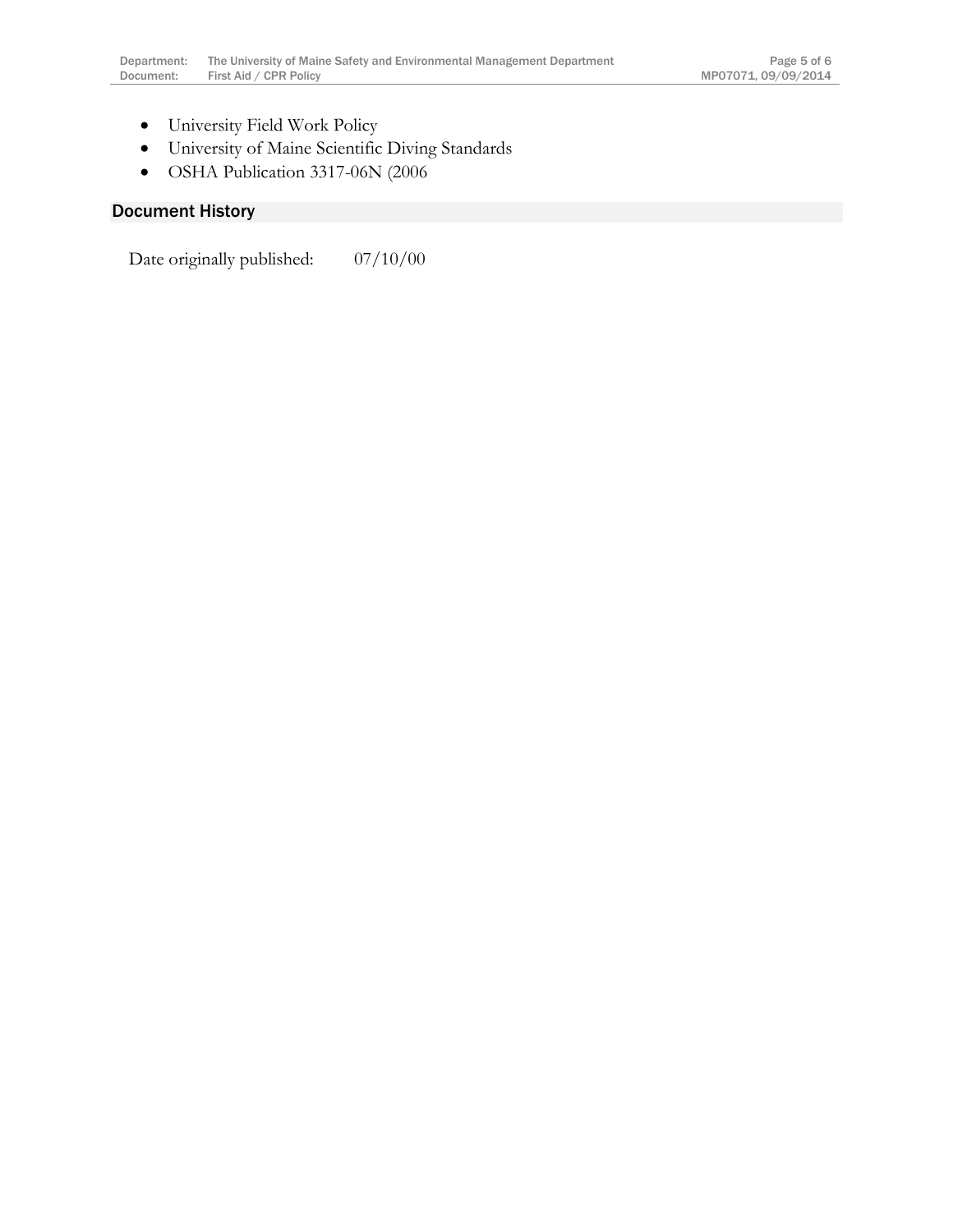- University Field Work Policy
- University of Maine Scientific Diving Standards
- OSHA Publication 3317-06N (2006

## Document History

Date originally published: 07/10/00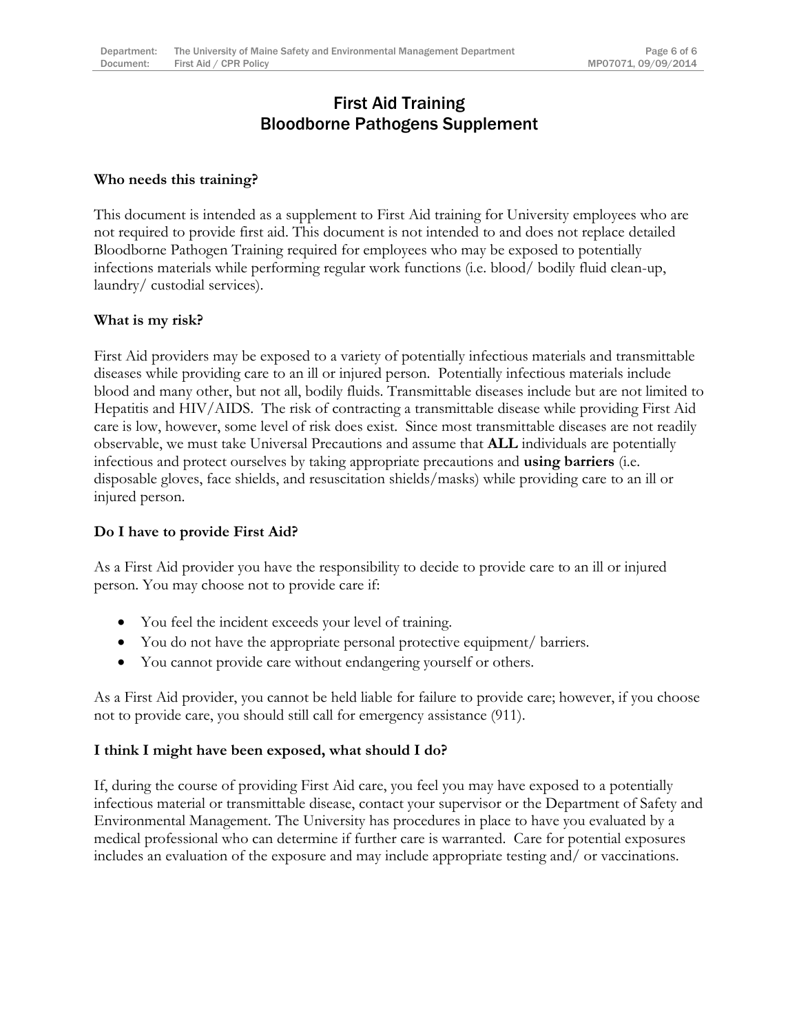# First Aid Training
# Bloodborne Pathogens Supplement

**Who needs this training?**

This document is intended as a supplement to First Aid training for University employees who are not required to provide first aid. This document is not intended to and does not replace detailed Bloodborne Pathogen Training required for employees who may be exposed to potentially infections materials while performing regular work functions (i.e. blood/ bodily fluid clean-up, laundry/ custodial services).

**What is my risk?**

First Aid providers may be exposed to a variety of potentially infectious materials and transmittable diseases while providing care to an ill or injured person. Potentially infectious materials include blood and many other, but not all, bodily fluids. Transmittable diseases include but are not limited to Hepatitis and HIV/AIDS. The risk of contracting a transmittable disease while providing First Aid care is low, however, some level of risk does exist. Since most transmittable diseases are not readily observable, we must take Universal Precautions and assume that **ALL** individuals are potentially infectious and protect ourselves by taking appropriate precautions and **using barriers** (i.e. disposable gloves, face shields, and resuscitation shields/masks) while providing care to an ill or injured person.

**Do I have to provide First Aid?**

As a First Aid provider you have the responsibility to decide to provide care to an ill or injured person. You may choose not to provide care if:

- You feel the incident exceeds your level of training.
- You do not have the appropriate personal protective equipment/ barriers.
- You cannot provide care without endangering yourself or others.

As a First Aid provider, you cannot be held liable for failure to provide care; however, if you choose not to provide care, you should still call for emergency assistance (911).

**I think I might have been exposed, what should I do?**

If, during the course of providing First Aid care, you feel you may have exposed to a potentially infectious material or transmittable disease, contact your supervisor or the Department of Safety and Environmental Management. The University has procedures in place to have you evaluated by a medical professional who can determine if further care is warranted. Care for potential exposures includes an evaluation of the exposure and may include appropriate testing and/ or vaccinations.